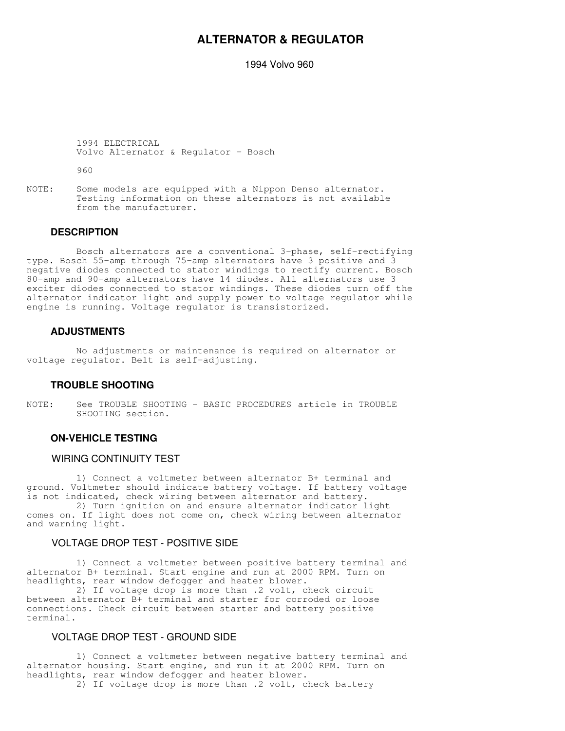# ALTERNATOR & REGULATOR

1994 Volvo 960

1994 ELECTRICAL
Volvo Alternator & Regulator - Bosch

960

NOTE: Some models are equipped with a Nippon Denso alternator. Testing information on these alternators is not available from the manufacturer.

## DESCRIPTION

Bosch alternators are a conventional 3-phase, self-rectifying type. Bosch 55-amp through 75-amp alternators have 3 positive and 3 negative diodes connected to stator windings to rectify current. Bosch 80-amp and 90-amp alternators have 14 diodes. All alternators use 3 exciter diodes connected to stator windings. These diodes turn off the alternator indicator light and supply power to voltage regulator while engine is running. Voltage regulator is transistorized.

## ADJUSTMENTS

No adjustments or maintenance is required on alternator or voltage regulator. Belt is self-adjusting.

## TROUBLE SHOOTING

NOTE: See TROUBLE SHOOTING - BASIC PROCEDURES article in TROUBLE SHOOTING section.

## ON-VEHICLE TESTING

### WIRING CONTINUITY TEST

1) Connect a voltmeter between alternator B+ terminal and ground. Voltmeter should indicate battery voltage. If battery voltage is not indicated, check wiring between alternator and battery.

2) Turn ignition on and ensure alternator indicator light comes on. If light does not come on, check wiring between alternator and warning light.

### VOLTAGE DROP TEST - POSITIVE SIDE

1) Connect a voltmeter between positive battery terminal and alternator B+ terminal. Start engine and run at 2000 RPM. Turn on headlights, rear window defogger and heater blower.

2) If voltage drop is more than .2 volt, check circuit between alternator B+ terminal and starter for corroded or loose connections. Check circuit between starter and battery positive terminal.

### VOLTAGE DROP TEST - GROUND SIDE

1) Connect a voltmeter between negative battery terminal and alternator housing. Start engine, and run it at 2000 RPM. Turn on headlights, rear window defogger and heater blower.

2) If voltage drop is more than .2 volt, check battery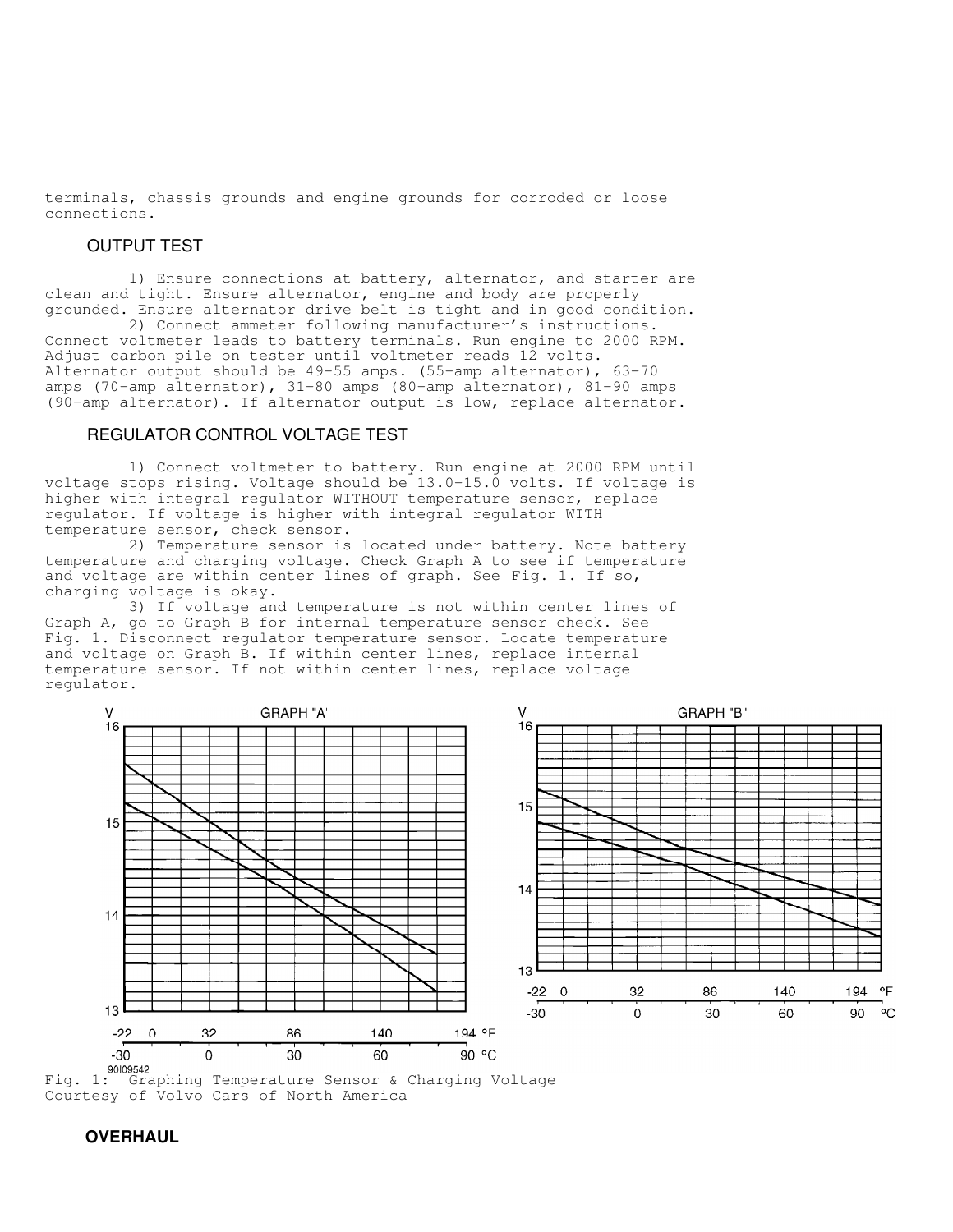terminals, chassis grounds and engine grounds for corroded or loose connections.

## OUTPUT TEST

1) Ensure connections at battery, alternator, and starter are clean and tight. Ensure alternator, engine and body are properly grounded. Ensure alternator drive belt is tight and in good condition.

2) Connect ammeter following manufacturer's instructions. Connect voltmeter leads to battery terminals. Run engine to 2000 RPM. Adjust carbon pile on tester until voltmeter reads 12 volts. Alternator output should be 49-55 amps. (55-amp alternator), 63-70 amps (70-amp alternator), 31-80 amps (80-amp alternator), 81-90 amps (90-amp alternator). If alternator output is low, replace alternator.

## REGULATOR CONTROL VOLTAGE TEST

1) Connect voltmeter to battery. Run engine at 2000 RPM until voltage stops rising. Voltage should be 13.0-15.0 volts. If voltage is higher with integral regulator WITHOUT temperature sensor, replace regulator. If voltage is higher with integral regulator WITH temperature sensor, check sensor.

2) Temperature sensor is located under battery. Note battery temperature and charging voltage. Check Graph A to see if temperature and voltage are within center lines of graph. See Fig. 1. If so, charging voltage is okay.

3) If voltage and temperature is not within center lines of Graph A, go to Graph B for internal temperature sensor check. See Fig. 1. Disconnect regulator temperature sensor. Locate temperature and voltage on Graph B. If within center lines, replace internal temperature sensor. If not within center lines, replace voltage regulator.

Fig. 1: Graphing Temperature Sensor & Charging Voltage
Courtesy of Volvo Cars of North America

## OVERHAUL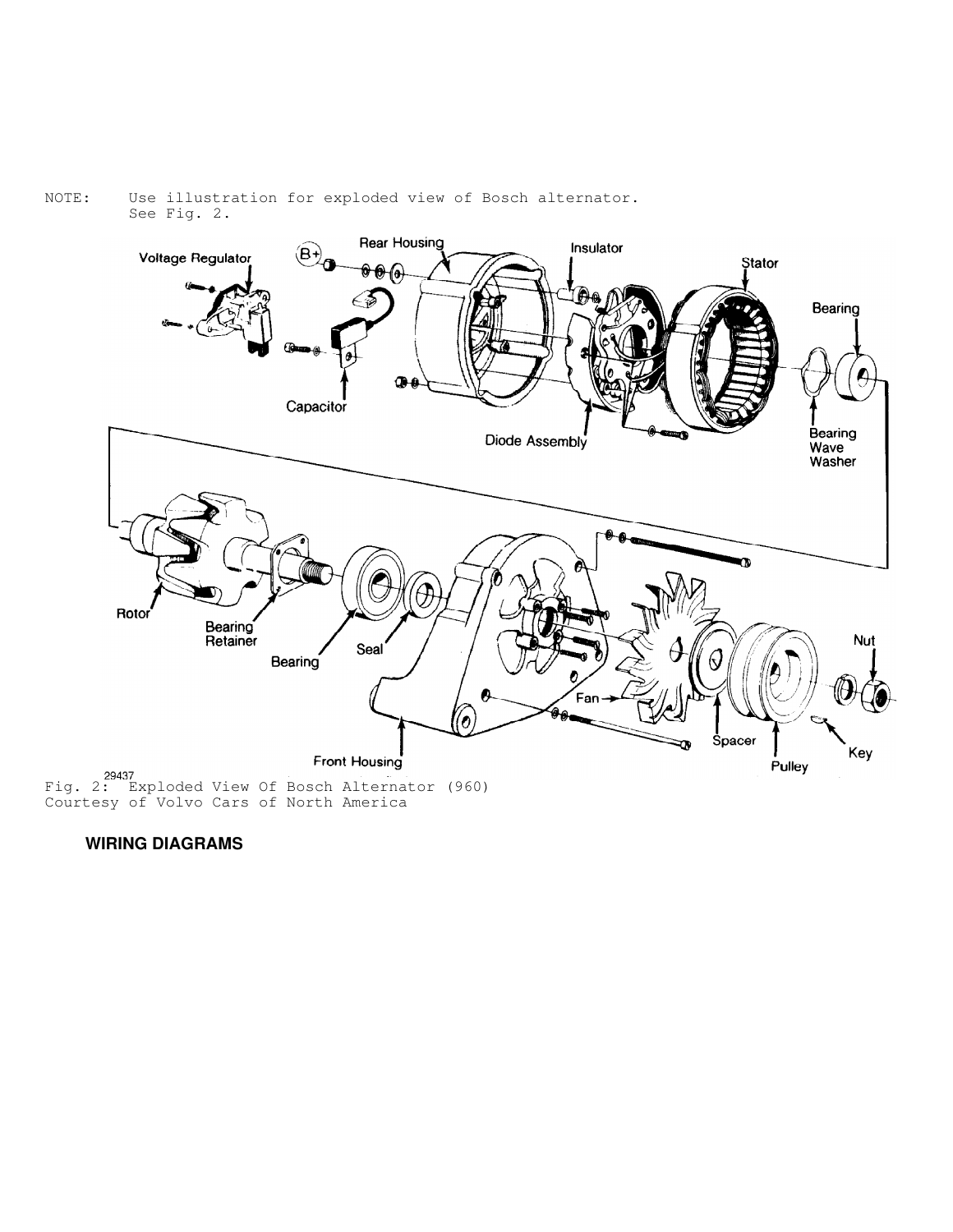```
NOTE:     Use illustration for exploded view of Bosch alternator.
          See Fig. 2.
```

Fig. 2: Exploded View Of Bosch Alternator (960)
Courtesy of Volvo Cars of North America

## WIRING DIAGRAMS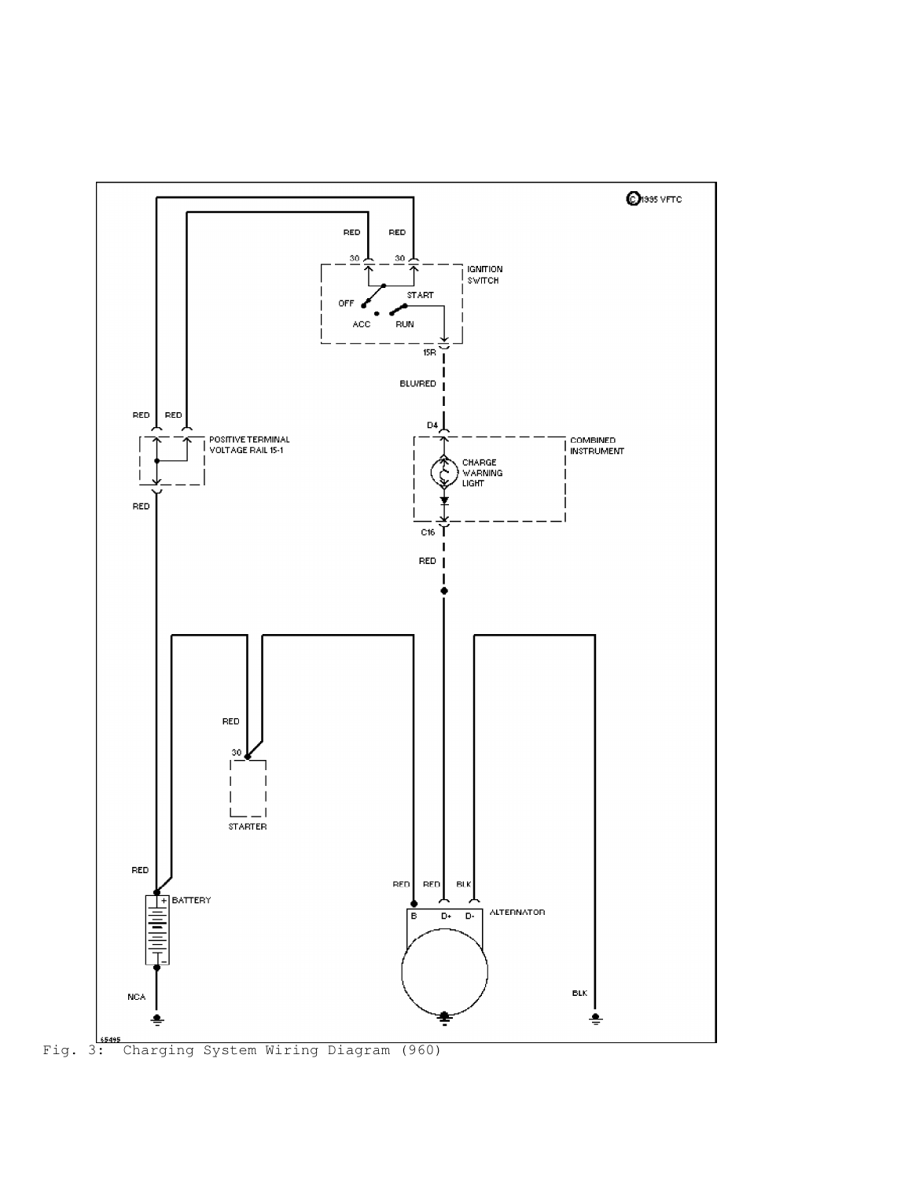©1995 VFTC

RED RED

30 30

IGNITION SWITCH

OFF START

ACC RUN

15R

BLU/RED

RED RED

POSITIVE TERMINAL VOLTAGE RAIL 15-1

D4

COMBINED INSTRUMENT

CHARGE WARNING LIGHT

RED

C16

RED

RED

30

STARTER

RED

BATTERY

RED RED BLK

B D+ D-

ALTERNATOR

NCA

BLK

65495

Fig. 3: Charging System Wiring Diagram (960)